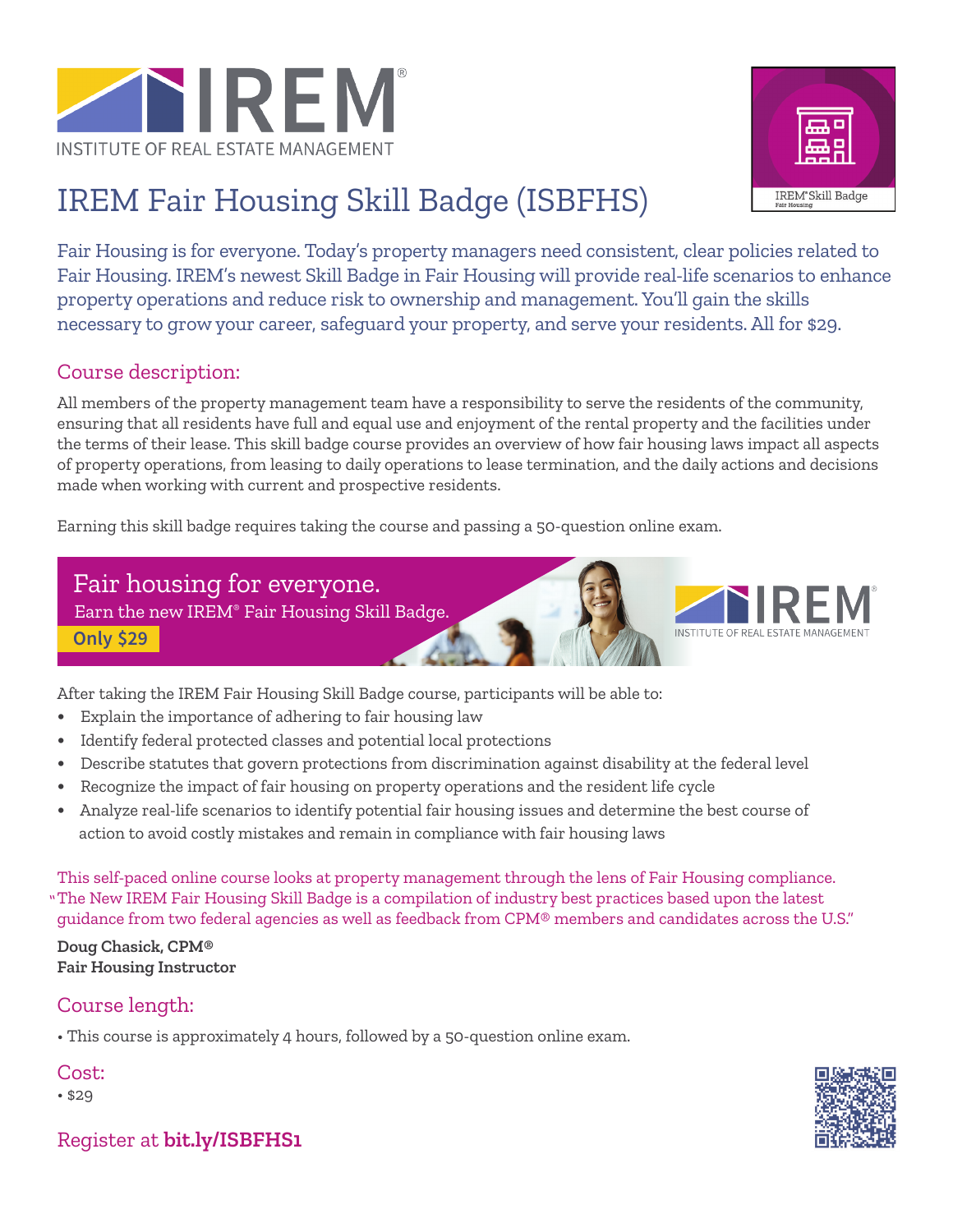IREM®

INSTITUTE OF REAL ESTATE MANAGEMENT

# IREM Fair Housing Skill Badge (ISBFHS)

Fair Housing is for everyone. Today's property managers need consistent, clear policies related to Fair Housing. IREM's newest Skill Badge in Fair Housing will provide real-life scenarios to enhance property operations and reduce risk to ownership and management. You'll gain the skills necessary to grow your career, safeguard your property, and serve your residents. All for $29.

## Course description:

All members of the property management team have a responsibility to serve the residents of the community, ensuring that all residents have full and equal use and enjoyment of the rental property and the facilities under the terms of their lease. This skill badge course provides an overview of how fair housing laws impact all aspects of property operations, from leasing to daily operations to lease termination, and the daily actions and decisions made when working with current and prospective residents.

Earning this skill badge requires taking the course and passing a 50-question online exam.

**Fair housing for everyone.**
Earn the new IREM® Fair Housing Skill Badge.
**Only $29**

After taking the IREM Fair Housing Skill Badge course, participants will be able to:

- Explain the importance of adhering to fair housing law
- Identify federal protected classes and potential local protections
- Describe statutes that govern protections from discrimination against disability at the federal level
- Recognize the impact of fair housing on property operations and the resident life cycle
- Analyze real-life scenarios to identify potential fair housing issues and determine the best course of action to avoid costly mistakes and remain in compliance with fair housing laws

This self-paced online course looks at property management through the lens of Fair Housing compliance.
"The New IREM Fair Housing Skill Badge is a compilation of industry best practices based upon the latest guidance from two federal agencies as well as feedback from CPM® members and candidates across the U.S."

**Doug Chasick, CPM®**
**Fair Housing Instructor**

## Course length:

- This course is approximately 4 hours, followed by a 50-question online exam.

## Cost:

- $29

## Register at **bit.ly/ISBFHS1**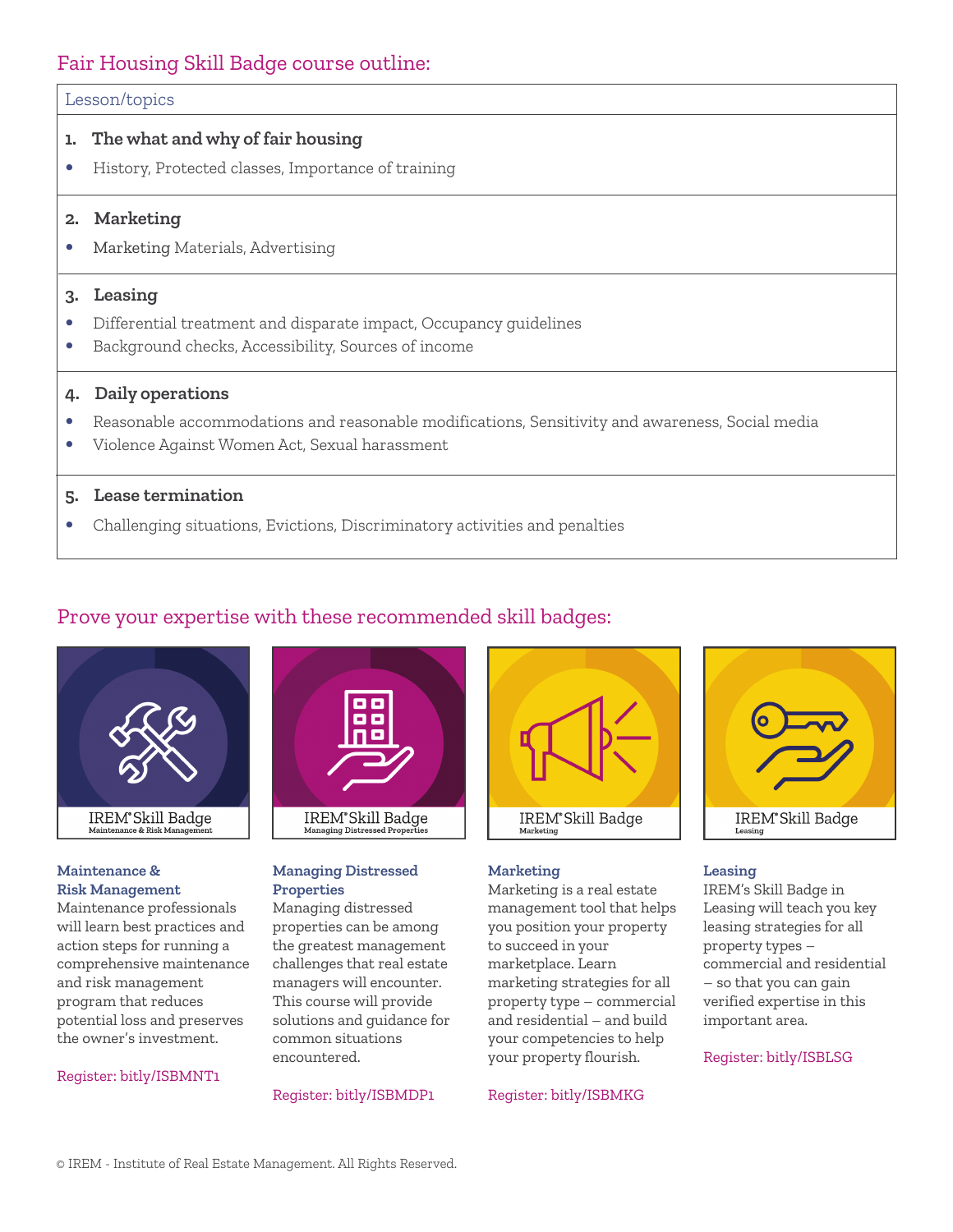## Fair Housing Skill Badge course outline:

Lesson/topics

**1. The what and why of fair housing**

- History, Protected classes, Importance of training

**2. Marketing**

- Marketing Materials, Advertising

**3. Leasing**

- Differential treatment and disparate impact, Occupancy guidelines
- Background checks, Accessibility, Sources of income

**4. Daily operations**

- Reasonable accommodations and reasonable modifications, Sensitivity and awareness, Social media
- Violence Against Women Act, Sexual harassment

**5. Lease termination**

- Challenging situations, Evictions, Discriminatory activities and penalties

## Prove your expertise with these recommended skill badges:

IREM® Skill Badge
Maintenance & Risk Management

**Maintenance & Risk Management**

Maintenance professionals will learn best practices and action steps for running a comprehensive maintenance and risk management program that reduces potential loss and preserves the owner's investment.

Register: bitly/ISBMNT1

IREM® Skill Badge
Managing Distressed Properties

**Managing Distressed Properties**

Managing distressed properties can be among the greatest management challenges that real estate managers will encounter. This course will provide solutions and guidance for common situations encountered.

Register: bitly/ISBMDP1

IREM® Skill Badge
Marketing

**Marketing**

Marketing is a real estate management tool that helps you position your property to succeed in your marketplace. Learn marketing strategies for all property type – commercial and residential – and build your competencies to help your property flourish.

Register: bitly/ISBMKG

IREM® Skill Badge
Leasing

**Leasing**

IREM's Skill Badge in Leasing will teach you key leasing strategies for all property types – commercial and residential – so that you can gain verified expertise in this important area.

Register: bitly/ISBLSG

© IREM - Institute of Real Estate Management. All Rights Reserved.